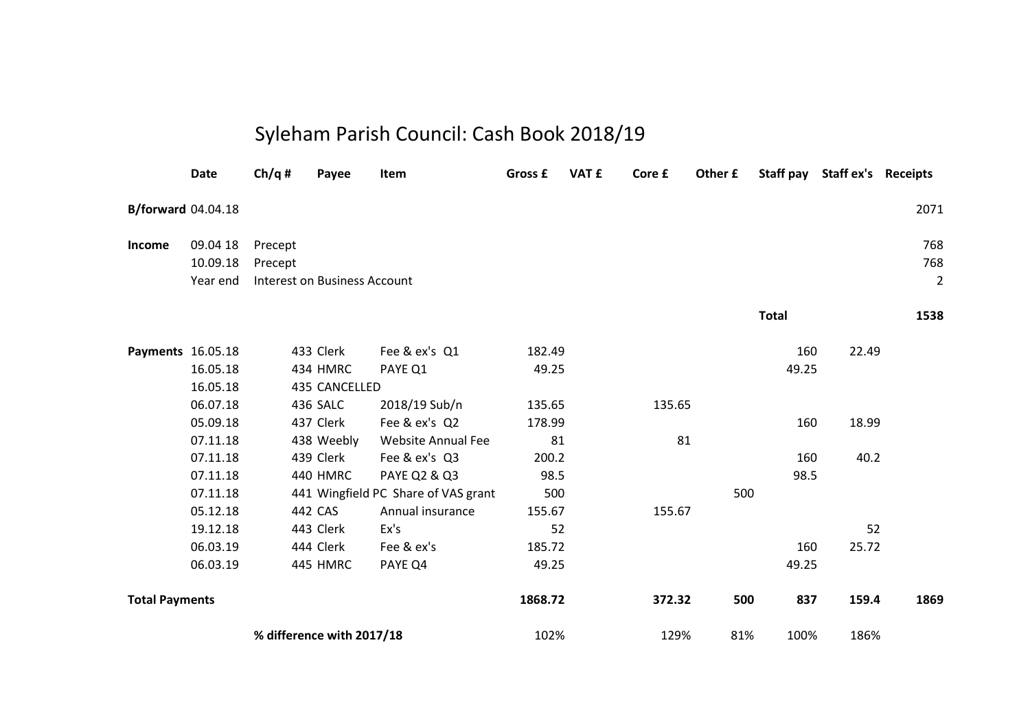# Syleham Parish Council: Cash Book 2018/19

| | Date | Ch/q # | Payee | Item | Gross £ | VAT £ | Core £ | Other £ | Staff pay | Staff ex's | Receipts |
|---|---|---|---|---|---|---|---|---|---|---|---|
| **B/forward** | 04.04.18 | | | | | | | | | | 2071 |
| **Income** | 09.04 18 | Precept | | | | | | | | | 768 |
| | 10.09.18 | Precept | | | | | | | | | 768 |
| | Year end | Interest on Business Account | | | | | | | | | 2 |
| | | | | | | | | | **Total** | | **1538** |
| **Payments** | 16.05.18 | 433 | Clerk | Fee & ex's Q1 | 182.49 | | | | 160 | 22.49 | |
| | 16.05.18 | 434 | HMRC | PAYE Q1 | 49.25 | | | | 49.25 | | |
| | 16.05.18 | 435 | CANCELLED | | | | | | | | |
| | 06.07.18 | 436 | SALC | 2018/19 Sub/n | 135.65 | | 135.65 | | | | |
| | 05.09.18 | 437 | Clerk | Fee & ex's Q2 | 178.99 | | | | 160 | 18.99 | |
| | 07.11.18 | 438 | Weebly | Website Annual Fee | 81 | | 81 | | | | |
| | 07.11.18 | 439 | Clerk | Fee & ex's Q3 | 200.2 | | | | 160 | 40.2 | |
| | 07.11.18 | 440 | HMRC | PAYE Q2 & Q3 | 98.5 | | | | 98.5 | | |
| | 07.11.18 | 441 | Wingfield PC | Share of VAS grant | 500 | | | 500 | | | |
| | 05.12.18 | 442 | CAS | Annual insurance | 155.67 | | 155.67 | | | | |
| | 19.12.18 | 443 | Clerk | Ex's | 52 | | | | | 52 | |
| | 06.03.19 | 444 | Clerk | Fee & ex's | 185.72 | | | | 160 | 25.72 | |
| | 06.03.19 | 445 | HMRC | PAYE Q4 | 49.25 | | | | 49.25 | | |
| **Total Payments** | | | | | **1868.72** | | **372.32** | **500** | **837** | **159.4** | **1869** |
| | | **% difference with 2017/18** | | | 102% | | 129% | 81% | 100% | 186% | |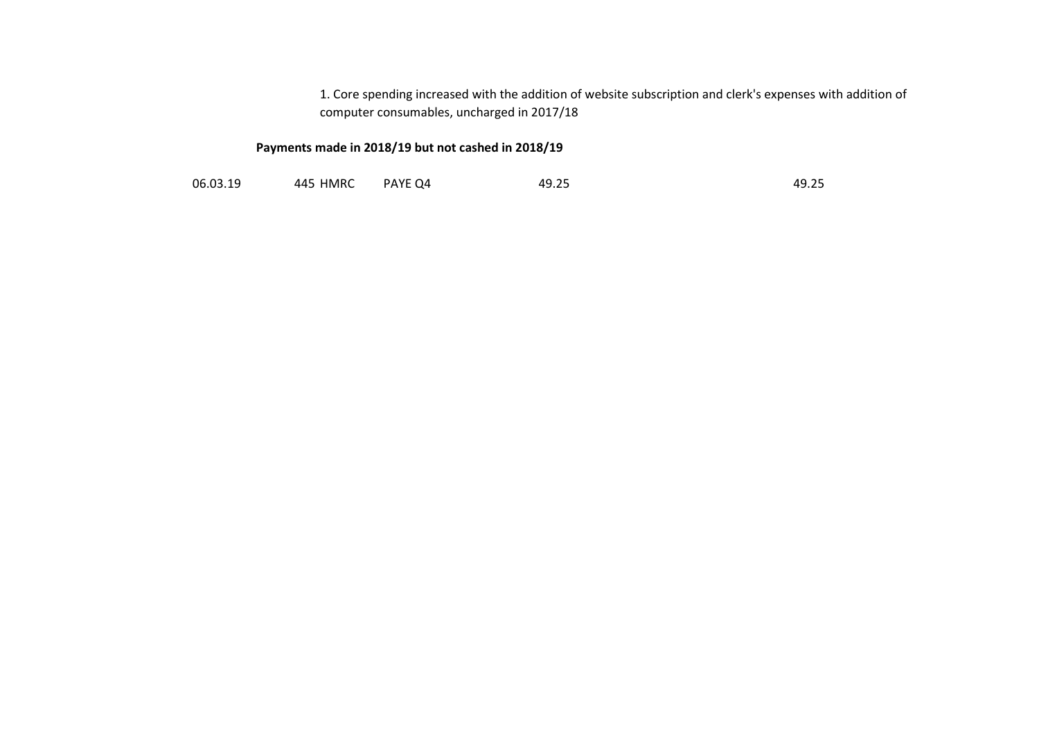1. Core spending increased with the addition of website subscription and clerk's expenses with addition of computer consumables, uncharged in 2017/18

**Payments made in 2018/19 but not cashed in 2018/19**

| | | | | | |
|---|---|---|---|---|---|
| 06.03.19 | 445 | HMRC | PAYE Q4 | 49.25 | 49.25 |